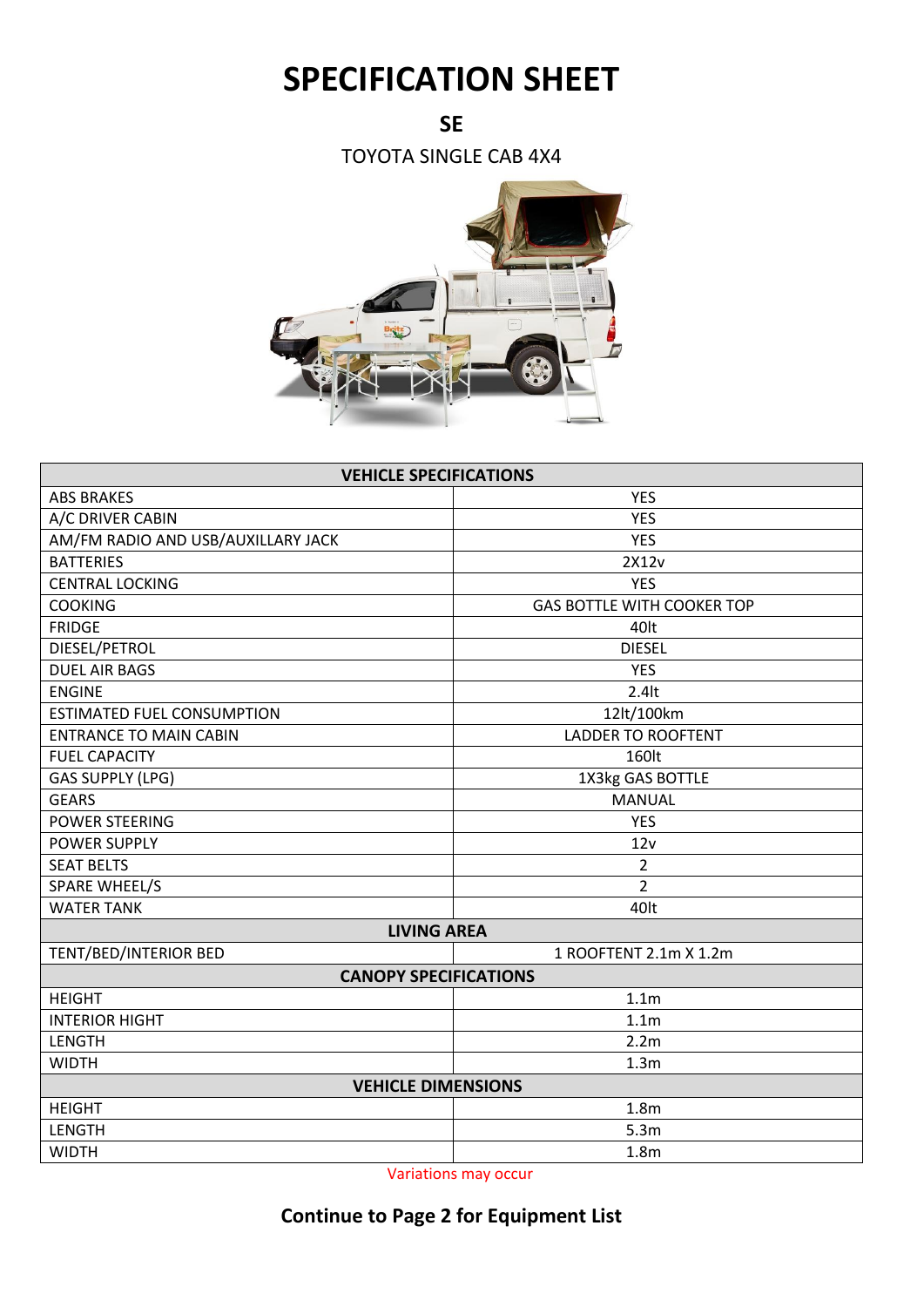# SPECIFICATION SHEET

## SE

TOYOTA SINGLE CAB 4X4

| VEHICLE SPECIFICATIONS | |
|---|---|
| ABS BRAKES | YES |
| A/C DRIVER CABIN | YES |
| AM/FM RADIO AND USB/AUXILLARY JACK | YES |
| BATTERIES | 2X12v |
| CENTRAL LOCKING | YES |
| COOKING | GAS BOTTLE WITH COOKER TOP |
| FRIDGE | 40lt |
| DIESEL/PETROL | DIESEL |
| DUEL AIR BAGS | YES |
| ENGINE | 2.4lt |
| ESTIMATED FUEL CONSUMPTION | 12lt/100km |
| ENTRANCE TO MAIN CABIN | LADDER TO ROOFTENT |
| FUEL CAPACITY | 160lt |
| GAS SUPPLY (LPG) | 1X3kg GAS BOTTLE |
| GEARS | MANUAL |
| POWER STEERING | YES |
| POWER SUPPLY | 12v |
| SEAT BELTS | 2 |
| SPARE WHEEL/S | 2 |
| WATER TANK | 40lt |
| **LIVING AREA** | |
| TENT/BED/INTERIOR BED | 1 ROOFTENT 2.1m X 1.2m |
| **CANOPY SPECIFICATIONS** | |
| HEIGHT | 1.1m |
| INTERIOR HIGHT | 1.1m |
| LENGTH | 2.2m |
| WIDTH | 1.3m |
| **VEHICLE DIMENSIONS** | |
| HEIGHT | 1.8m |
| LENGTH | 5.3m |
| WIDTH | 1.8m |

Variations may occur

**Continue to Page 2 for Equipment List**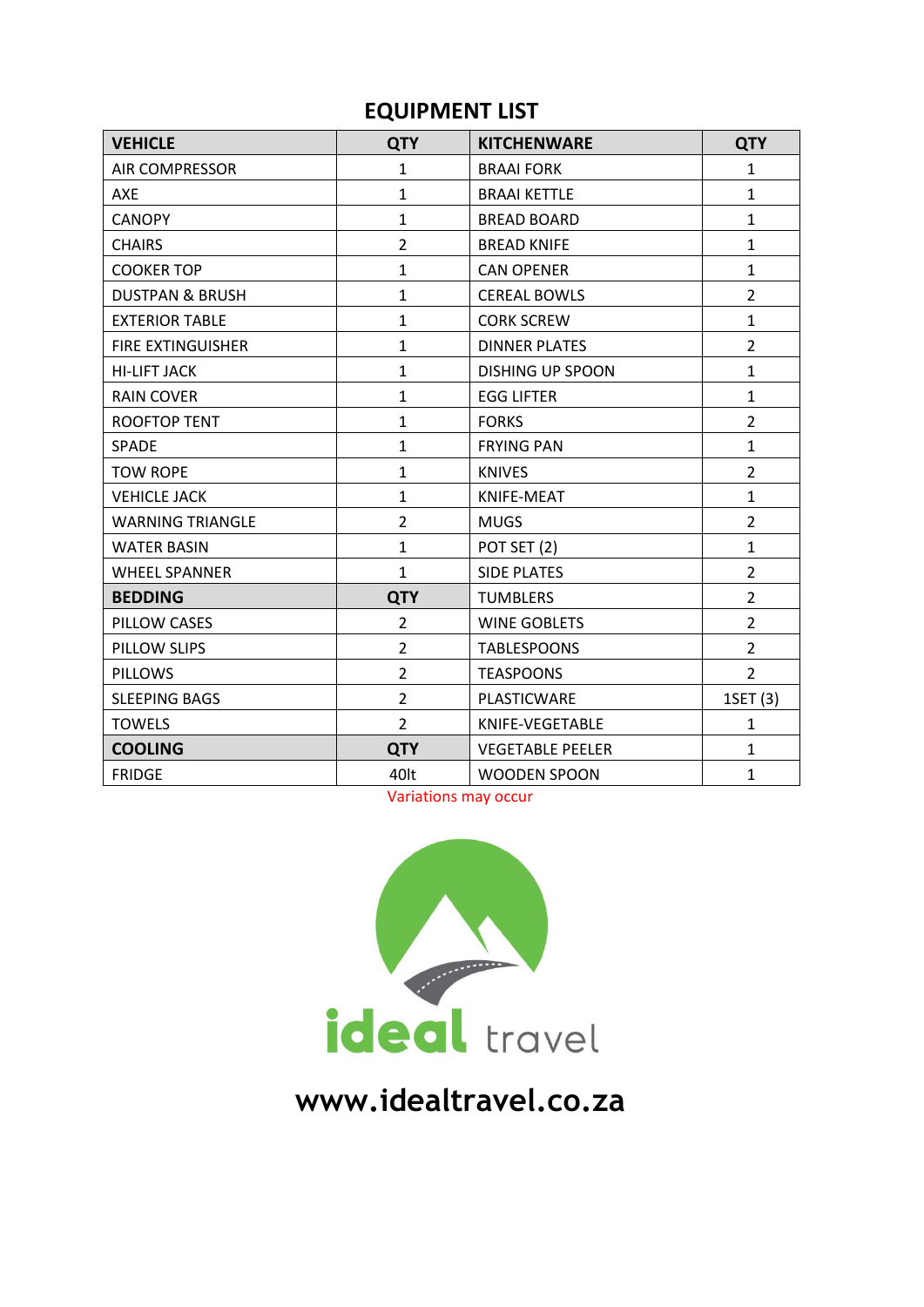# EQUIPMENT LIST

| VEHICLE | QTY | KITCHENWARE | QTY |
|---|---|---|---|
| AIR COMPRESSOR | 1 | BRAAI FORK | 1 |
| AXE | 1 | BRAAI KETTLE | 1 |
| CANOPY | 1 | BREAD BOARD | 1 |
| CHAIRS | 2 | BREAD KNIFE | 1 |
| COOKER TOP | 1 | CAN OPENER | 1 |
| DUSTPAN & BRUSH | 1 | CEREAL BOWLS | 2 |
| EXTERIOR TABLE | 1 | CORK SCREW | 1 |
| FIRE EXTINGUISHER | 1 | DINNER PLATES | 2 |
| HI-LIFT JACK | 1 | DISHING UP SPOON | 1 |
| RAIN COVER | 1 | EGG LIFTER | 1 |
| ROOFTOP TENT | 1 | FORKS | 2 |
| SPADE | 1 | FRYING PAN | 1 |
| TOW ROPE | 1 | KNIVES | 2 |
| VEHICLE JACK | 1 | KNIFE-MEAT | 1 |
| WARNING TRIANGLE | 2 | MUGS | 2 |
| WATER BASIN | 1 | POT SET (2) | 1 |
| WHEEL SPANNER | 1 | SIDE PLATES | 2 |
| **BEDDING** | **QTY** | TUMBLERS | 2 |
| PILLOW CASES | 2 | WINE GOBLETS | 2 |
| PILLOW SLIPS | 2 | TABLESPOONS | 2 |
| PILLOWS | 2 | TEASPOONS | 2 |
| SLEEPING BAGS | 2 | PLASTICWARE | 1SET (3) |
| TOWELS | 2 | KNIFE-VEGETABLE | 1 |
| **COOLING** | **QTY** | VEGETABLE PEELER | 1 |
| FRIDGE | 40lt | WOODEN SPOON | 1 |

Variations may occur

ideal travel

**www.idealtravel.co.za**